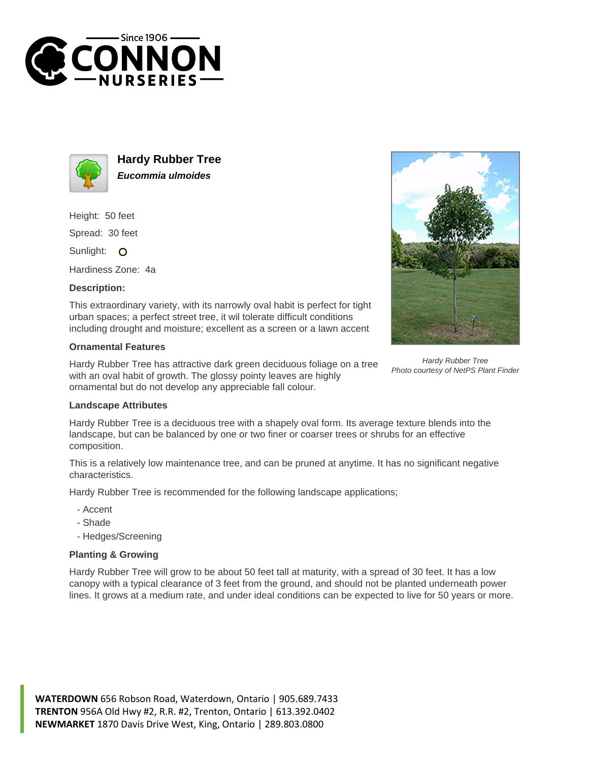# Hardy Rubber Tree

***Eucommia ulmoides***

Height: 50 feet

Spread: 30 feet

Sunlight: O

Hardiness Zone: 4a

### Description:

This extraordinary variety, with its narrowly oval habit is perfect for tight urban spaces; a perfect street tree, it wil tolerate difficult conditions including drought and moisture; excellent as a screen or a lawn accent

### Ornamental Features

Hardy Rubber Tree has attractive dark green deciduous foliage on a tree with an oval habit of growth. The glossy pointy leaves are highly ornamental but do not develop any appreciable fall colour.

*Hardy Rubber Tree*
*Photo courtesy of NetPS Plant Finder*

### Landscape Attributes

Hardy Rubber Tree is a deciduous tree with a shapely oval form. Its average texture blends into the landscape, but can be balanced by one or two finer or coarser trees or shrubs for an effective composition.

This is a relatively low maintenance tree, and can be pruned at anytime. It has no significant negative characteristics.

Hardy Rubber Tree is recommended for the following landscape applications;

- Accent
- Shade
- Hedges/Screening

### Planting & Growing

Hardy Rubber Tree will grow to be about 50 feet tall at maturity, with a spread of 30 feet. It has a low canopy with a typical clearance of 3 feet from the ground, and should not be planted underneath power lines. It grows at a medium rate, and under ideal conditions can be expected to live for 50 years or more.

**WATERDOWN** 656 Robson Road, Waterdown, Ontario | 905.689.7433
**TRENTON** 956A Old Hwy #2, R.R. #2, Trenton, Ontario | 613.392.0402
**NEWMARKET** 1870 Davis Drive West, King, Ontario | 289.803.0800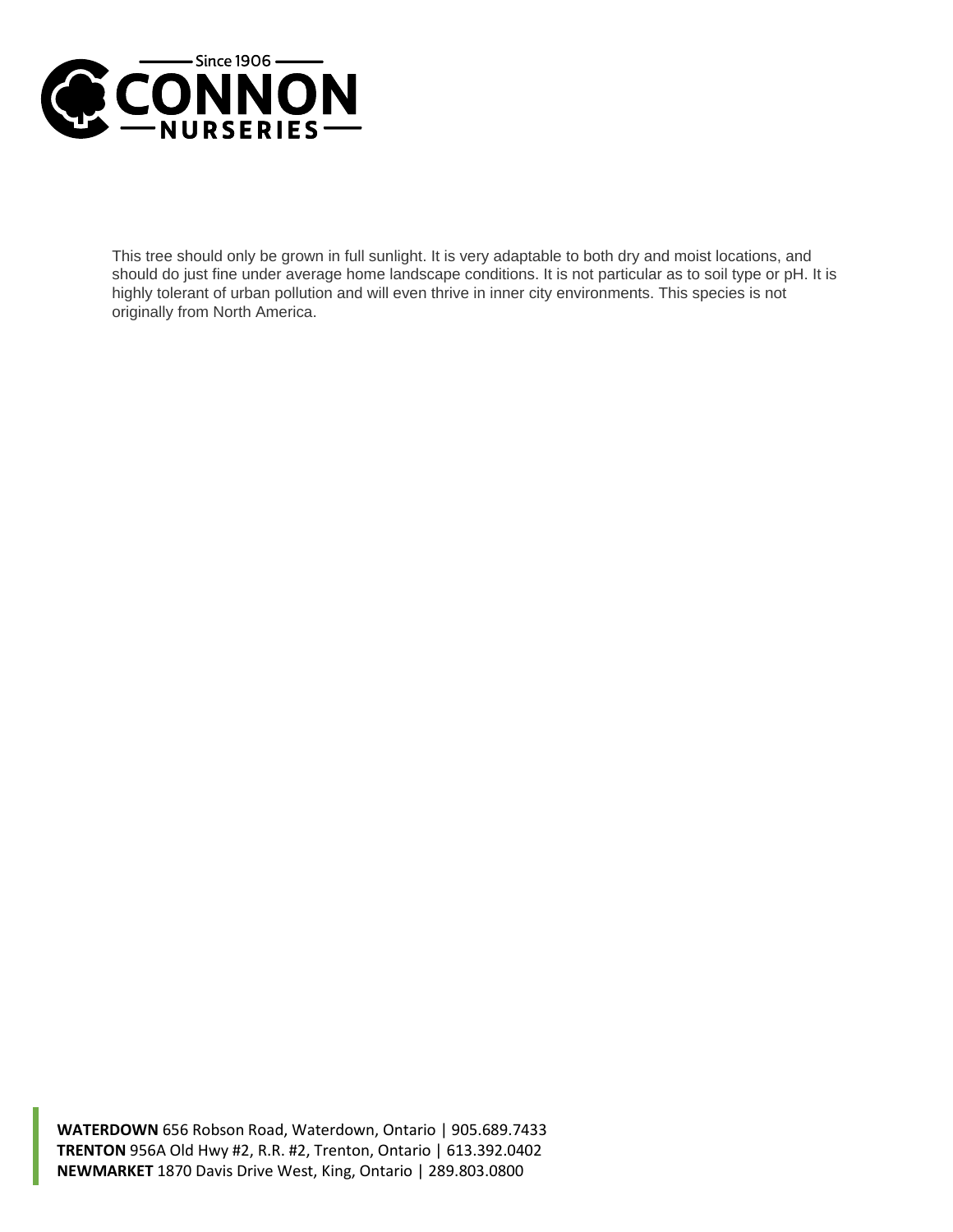This tree should only be grown in full sunlight. It is very adaptable to both dry and moist locations, and should do just fine under average home landscape conditions. It is not particular as to soil type or pH. It is highly tolerant of urban pollution and will even thrive in inner city environments. This species is not originally from North America.